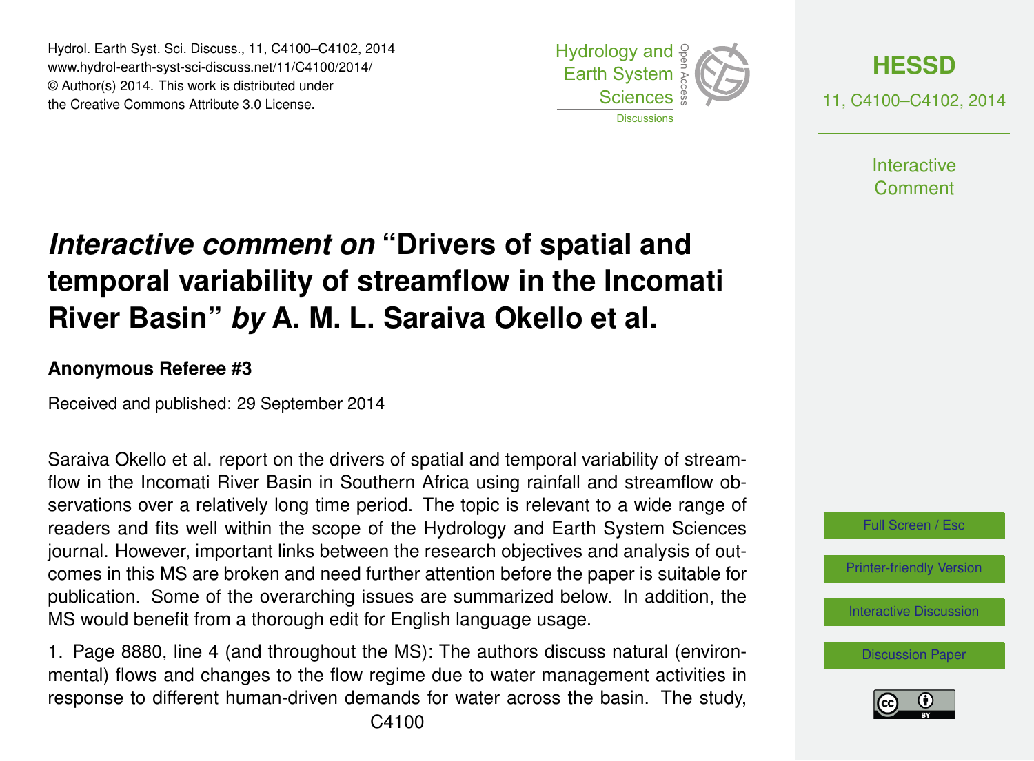# *Interactive comment on* "Drivers of spatial and temporal variability of streamflow in the Incomati River Basin" *by* A. M. L. Saraiva Okello et al.

**Anonymous Referee #3**

Received and published: 29 September 2014

Saraiva Okello et al. report on the drivers of spatial and temporal variability of streamflow in the Incomati River Basin in Southern Africa using rainfall and streamflow observations over a relatively long time period. The topic is relevant to a wide range of readers and fits well within the scope of the Hydrology and Earth System Sciences journal. However, important links between the research objectives and analysis of outcomes in this MS are broken and need further attention before the paper is suitable for publication. Some of the overarching issues are summarized below. In addition, the MS would benefit from a thorough edit for English language usage.

1. Page 8880, line 4 (and throughout the MS): The authors discuss natural (environmental) flows and changes to the flow regime due to water management activities in response to different human-driven demands for water across the basin. The study,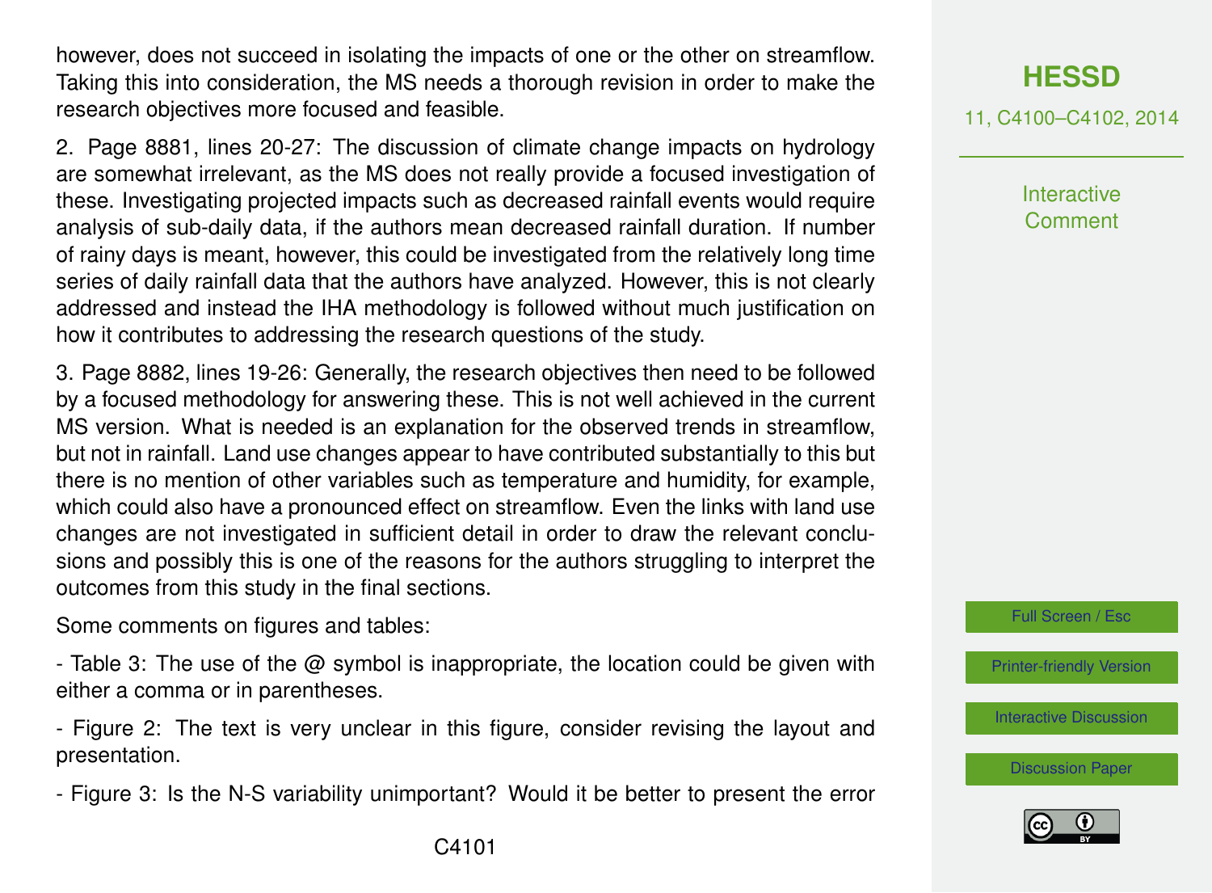however, does not succeed in isolating the impacts of one or the other on streamflow. Taking this into consideration, the MS needs a thorough revision in order to make the research objectives more focused and feasible.

2. Page 8881, lines 20-27: The discussion of climate change impacts on hydrology are somewhat irrelevant, as the MS does not really provide a focused investigation of these. Investigating projected impacts such as decreased rainfall events would require analysis of sub-daily data, if the authors mean decreased rainfall duration. If number of rainy days is meant, however, this could be investigated from the relatively long time series of daily rainfall data that the authors have analyzed. However, this is not clearly addressed and instead the IHA methodology is followed without much justification on how it contributes to addressing the research questions of the study.

3. Page 8882, lines 19-26: Generally, the research objectives then need to be followed by a focused methodology for answering these. This is not well achieved in the current MS version. What is needed is an explanation for the observed trends in streamflow, but not in rainfall. Land use changes appear to have contributed substantially to this but there is no mention of other variables such as temperature and humidity, for example, which could also have a pronounced effect on streamflow. Even the links with land use changes are not investigated in sufficient detail in order to draw the relevant conclusions and possibly this is one of the reasons for the authors struggling to interpret the outcomes from this study in the final sections.

Some comments on figures and tables:

- Table 3: The use of the @ symbol is inappropriate, the location could be given with either a comma or in parentheses.

- Figure 2: The text is very unclear in this figure, consider revising the layout and presentation.

- Figure 3: Is the N-S variability unimportant? Would it be better to present the error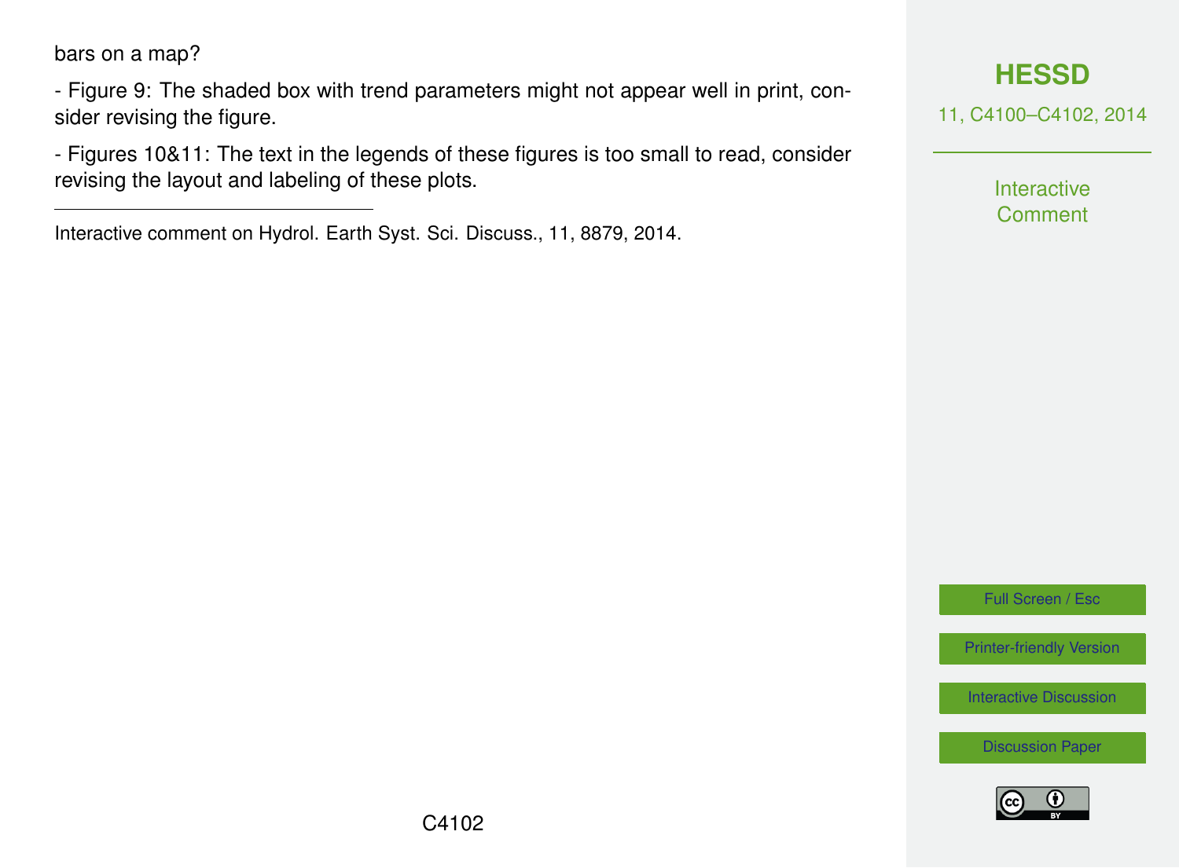bars on a map?

- Figure 9: The shaded box with trend parameters might not appear well in print, consider revising the figure.

- Figures 10&11: The text in the legends of these figures is too small to read, consider revising the layout and labeling of these plots.

---

Interactive comment on Hydrol. Earth Syst. Sci. Discuss., 11, 8879, 2014.